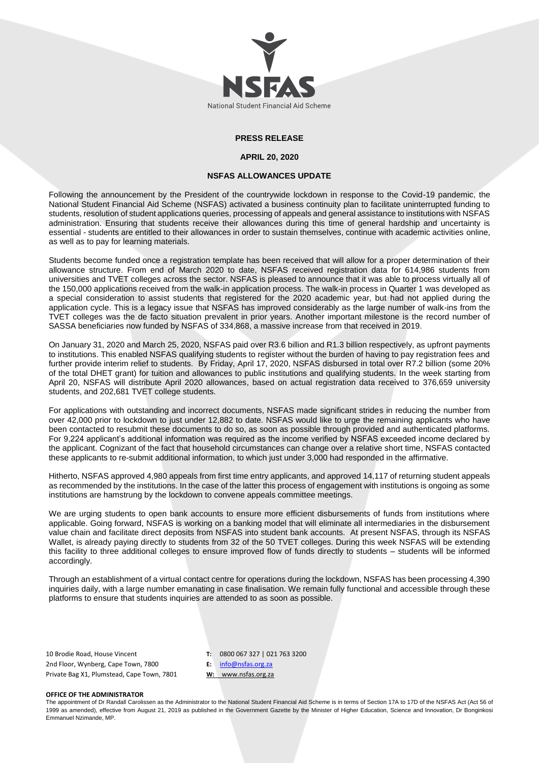NSFAS

National Student Financial Aid Scheme

**PRESS RELEASE**

**APRIL 20, 2020**

**NSFAS ALLOWANCES UPDATE**

Following the announcement by the President of the countrywide lockdown in response to the Covid-19 pandemic, the National Student Financial Aid Scheme (NSFAS) activated a business continuity plan to facilitate uninterrupted funding to students, resolution of student applications queries, processing of appeals and general assistance to institutions with NSFAS administration. Ensuring that students receive their allowances during this time of general hardship and uncertainty is essential - students are entitled to their allowances in order to sustain themselves, continue with academic activities online, as well as to pay for learning materials.

Students become funded once a registration template has been received that will allow for a proper determination of their allowance structure. From end of March 2020 to date, NSFAS received registration data for 614,986 students from universities and TVET colleges across the sector. NSFAS is pleased to announce that it was able to process virtually all of the 150,000 applications received from the walk-in application process. The walk-in process in Quarter 1 was developed as a special consideration to assist students that registered for the 2020 academic year, but had not applied during the application cycle. This is a legacy issue that NSFAS has improved considerably as the large number of walk-ins from the TVET colleges was the de facto situation prevalent in prior years. Another important milestone is the record number of SASSA beneficiaries now funded by NSFAS of 334,868, a massive increase from that received in 2019.

On January 31, 2020 and March 25, 2020, NSFAS paid over R3.6 billion and R1.3 billion respectively, as upfront payments to institutions. This enabled NSFAS qualifying students to register without the burden of having to pay registration fees and further provide interim relief to students. By Friday, April 17, 2020, NSFAS disbursed in total over R7.2 billion (some 20% of the total DHET grant) for tuition and allowances to public institutions and qualifying students. In the week starting from April 20, NSFAS will distribute April 2020 allowances, based on actual registration data received to 376,659 university students, and 202,681 TVET college students.

For applications with outstanding and incorrect documents, NSFAS made significant strides in reducing the number from over 42,000 prior to lockdown to just under 12,882 to date. NSFAS would like to urge the remaining applicants who have been contacted to resubmit these documents to do so, as soon as possible through provided and authenticated platforms. For 9,224 applicant's additional information was required as the income verified by NSFAS exceeded income declared by the applicant. Cognizant of the fact that household circumstances can change over a relative short time, NSFAS contacted these applicants to re-submit additional information, to which just under 3,000 had responded in the affirmative.

Hitherto, NSFAS approved 4,980 appeals from first time entry applicants, and approved 14,117 of returning student appeals as recommended by the institutions. In the case of the latter this process of engagement with institutions is ongoing as some institutions are hamstrung by the lockdown to convene appeals committee meetings.

We are urging students to open bank accounts to ensure more efficient disbursements of funds from institutions where applicable. Going forward, NSFAS is working on a banking model that will eliminate all intermediaries in the disbursement value chain and facilitate direct deposits from NSFAS into student bank accounts. At present NSFAS, through its NSFAS Wallet, is already paying directly to students from 32 of the 50 TVET colleges. During this week NSFAS will be extending this facility to three additional colleges to ensure improved flow of funds directly to students – students will be informed accordingly.

Through an establishment of a virtual contact centre for operations during the lockdown, NSFAS has been processing 4,390 inquiries daily, with a large number emanating in case finalisation. We remain fully functional and accessible through these platforms to ensure that students inquiries are attended to as soon as possible.

10 Brodie Road, House Vincent
2nd Floor, Wynberg, Cape Town, 7800
Private Bag X1, Plumstead, Cape Town, 7801

**T:** 0800 067 327 | 021 763 3200
**E:** info@nsfas.org.za
**W:** www.nsfas.org.za

**OFFICE OF THE ADMINISTRATOR**

The appointment of Dr Randall Carolissen as the Administrator to the National Student Financial Aid Scheme is in terms of Section 17A to 17D of the NSFAS Act (Act 56 of 1999 as amended), effective from August 21, 2019 as published in the Government Gazette by the Minister of Higher Education, Science and Innovation, Dr Bonginkosi Emmanuel Nzimande, MP.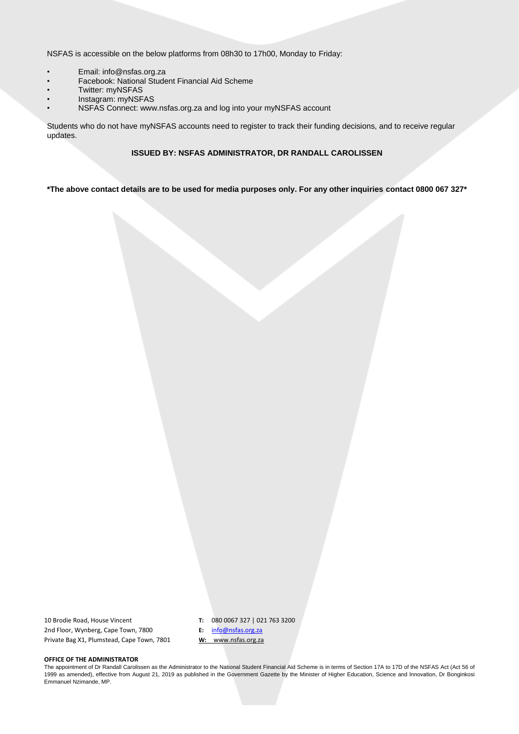NSFAS is accessible on the below platforms from 08h30 to 17h00, Monday to Friday:

- Email: info@nsfas.org.za
- Facebook: National Student Financial Aid Scheme
- Twitter: myNSFAS
- Instagram: myNSFAS
- NSFAS Connect: www.nsfas.org.za and log into your myNSFAS account

Students who do not have myNSFAS accounts need to register to track their funding decisions, and to receive regular updates.

**ISSUED BY: NSFAS ADMINISTRATOR, DR RANDALL CAROLISSEN**

**\*The above contact details are to be used for media purposes only. For any other inquiries contact 0800 067 327\***

10 Brodie Road, House Vincent
2nd Floor, Wynberg, Cape Town, 7800
Private Bag X1, Plumstead, Cape Town, 7801

**T:** 080 0067 327 | 021 763 3200
**E:** info@nsfas.org.za
**W:** www.nsfas.org.za

**OFFICE OF THE ADMINISTRATOR**

The appointment of Dr Randall Carolissen as the Administrator to the National Student Financial Aid Scheme is in terms of Section 17A to 17D of the NSFAS Act (Act 56 of 1999 as amended), effective from August 21, 2019 as published in the Government Gazette by the Minister of Higher Education, Science and Innovation, Dr Bonginkosi Emmanuel Nzimande, MP.